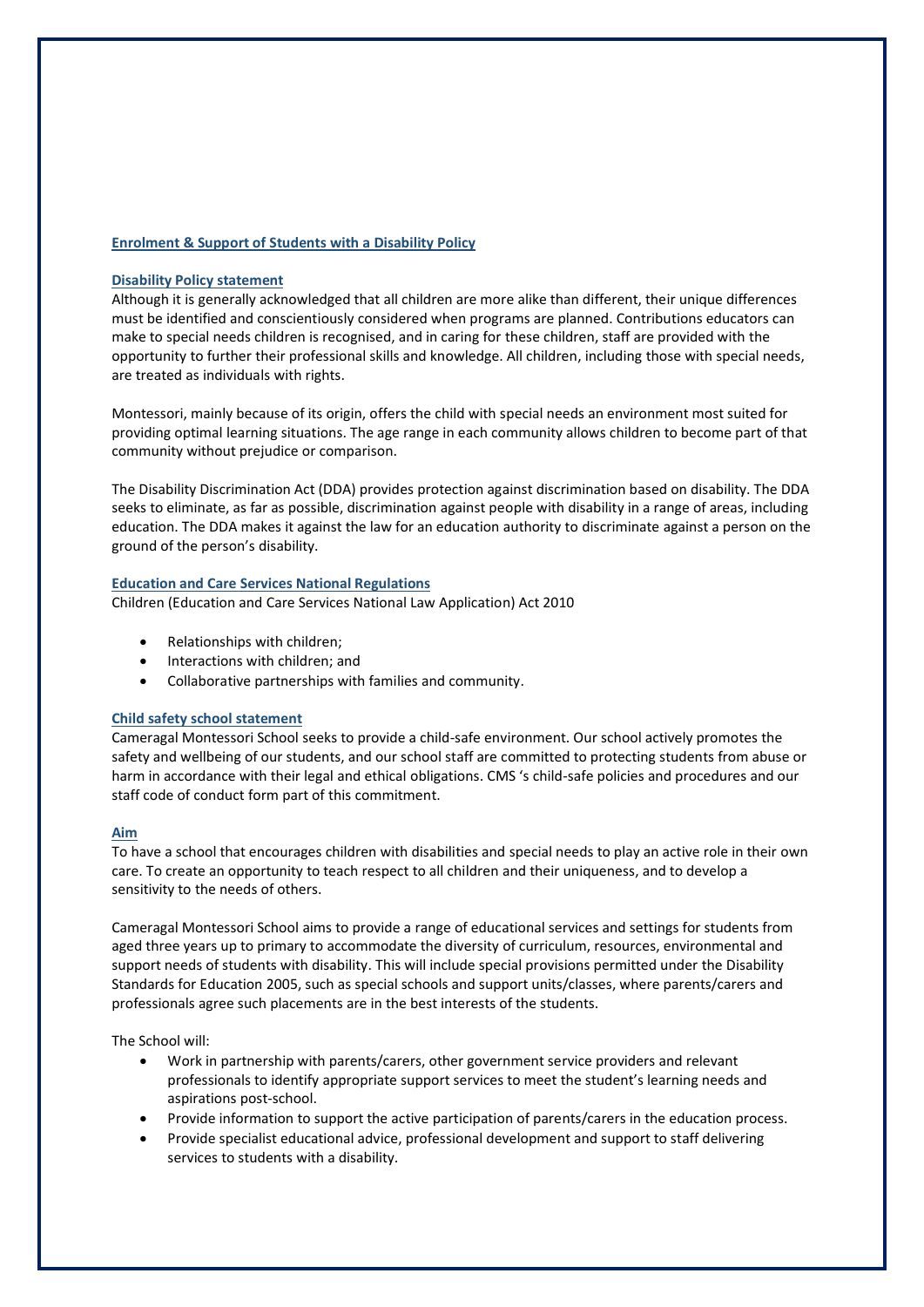## Enrolment & Support of Students with a Disability Policy

### Disability Policy statement

Although it is generally acknowledged that all children are more alike than different, their unique differences must be identified and conscientiously considered when programs are planned. Contributions educators can make to special needs children is recognised, and in caring for these children, staff are provided with the opportunity to further their professional skills and knowledge. All children, including those with special needs, are treated as individuals with rights.

Montessori, mainly because of its origin, offers the child with special needs an environment most suited for providing optimal learning situations. The age range in each community allows children to become part of that community without prejudice or comparison.

The Disability Discrimination Act (DDA) provides protection against discrimination based on disability. The DDA seeks to eliminate, as far as possible, discrimination against people with disability in a range of areas, including education. The DDA makes it against the law for an education authority to discriminate against a person on the ground of the person's disability.

### Education and Care Services National Regulations

Children (Education and Care Services National Law Application) Act 2010

- Relationships with children;
- Interactions with children; and
- Collaborative partnerships with families and community.

### Child safety school statement

Cameragal Montessori School seeks to provide a child-safe environment. Our school actively promotes the safety and wellbeing of our students, and our school staff are committed to protecting students from abuse or harm in accordance with their legal and ethical obligations. CMS 's child-safe policies and procedures and our staff code of conduct form part of this commitment.

### Aim

To have a school that encourages children with disabilities and special needs to play an active role in their own care. To create an opportunity to teach respect to all children and their uniqueness, and to develop a sensitivity to the needs of others.

Cameragal Montessori School aims to provide a range of educational services and settings for students from aged three years up to primary to accommodate the diversity of curriculum, resources, environmental and support needs of students with disability. This will include special provisions permitted under the Disability Standards for Education 2005, such as special schools and support units/classes, where parents/carers and professionals agree such placements are in the best interests of the students.

The School will:

- Work in partnership with parents/carers, other government service providers and relevant professionals to identify appropriate support services to meet the student's learning needs and aspirations post-school.
- Provide information to support the active participation of parents/carers in the education process.
- Provide specialist educational advice, professional development and support to staff delivering services to students with a disability.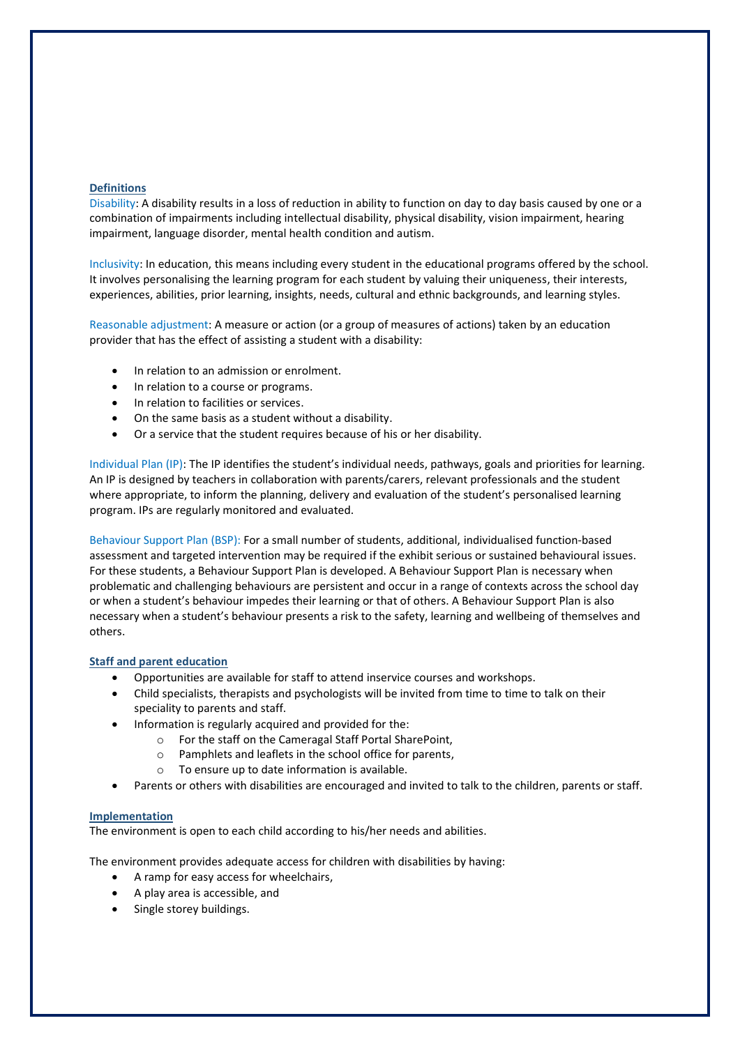## Definitions

Disability: A disability results in a loss of reduction in ability to function on day to day basis caused by one or a combination of impairments including intellectual disability, physical disability, vision impairment, hearing impairment, language disorder, mental health condition and autism.

Inclusivity: In education, this means including every student in the educational programs offered by the school. It involves personalising the learning program for each student by valuing their uniqueness, their interests, experiences, abilities, prior learning, insights, needs, cultural and ethnic backgrounds, and learning styles.

Reasonable adjustment: A measure or action (or a group of measures of actions) taken by an education provider that has the effect of assisting a student with a disability:

- In relation to an admission or enrolment.
- In relation to a course or programs.
- In relation to facilities or services.
- On the same basis as a student without a disability.
- Or a service that the student requires because of his or her disability.

Individual Plan (IP): The IP identifies the student's individual needs, pathways, goals and priorities for learning. An IP is designed by teachers in collaboration with parents/carers, relevant professionals and the student where appropriate, to inform the planning, delivery and evaluation of the student's personalised learning program. IPs are regularly monitored and evaluated.

Behaviour Support Plan (BSP): For a small number of students, additional, individualised function-based assessment and targeted intervention may be required if the exhibit serious or sustained behavioural issues. For these students, a Behaviour Support Plan is developed. A Behaviour Support Plan is necessary when problematic and challenging behaviours are persistent and occur in a range of contexts across the school day or when a student's behaviour impedes their learning or that of others. A Behaviour Support Plan is also necessary when a student's behaviour presents a risk to the safety, learning and wellbeing of themselves and others.

## Staff and parent education

- Opportunities are available for staff to attend inservice courses and workshops.
- Child specialists, therapists and psychologists will be invited from time to time to talk on their speciality to parents and staff.
- Information is regularly acquired and provided for the:
  - For the staff on the Cameragal Staff Portal SharePoint,
  - Pamphlets and leaflets in the school office for parents,
  - To ensure up to date information is available.
- Parents or others with disabilities are encouraged and invited to talk to the children, parents or staff.

## Implementation

The environment is open to each child according to his/her needs and abilities.

The environment provides adequate access for children with disabilities by having:

- A ramp for easy access for wheelchairs,
- A play area is accessible, and
- Single storey buildings.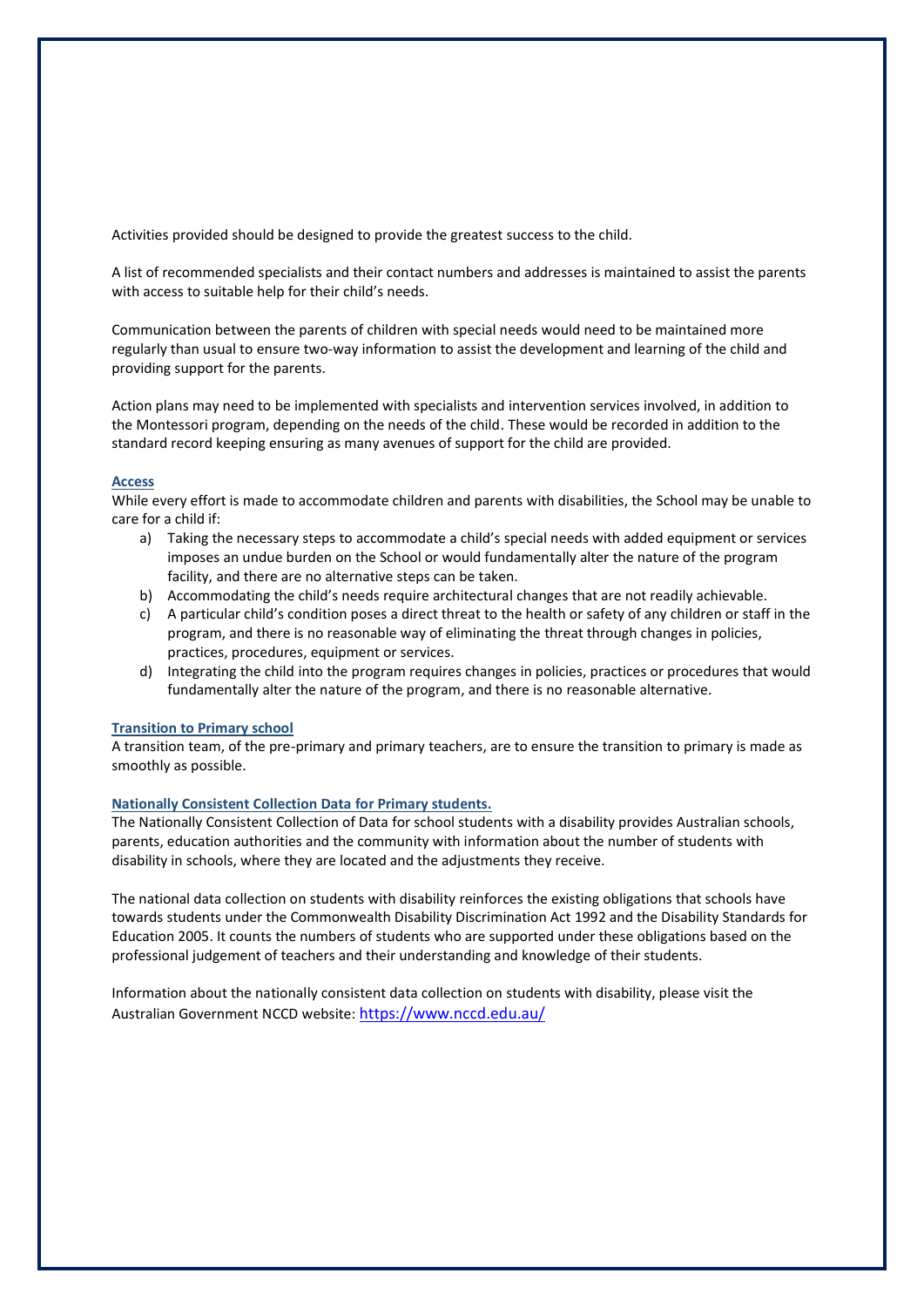Activities provided should be designed to provide the greatest success to the child.

A list of recommended specialists and their contact numbers and addresses is maintained to assist the parents with access to suitable help for their child's needs.

Communication between the parents of children with special needs would need to be maintained more regularly than usual to ensure two-way information to assist the development and learning of the child and providing support for the parents.

Action plans may need to be implemented with specialists and intervention services involved, in addition to the Montessori program, depending on the needs of the child. These would be recorded in addition to the standard record keeping ensuring as many avenues of support for the child are provided.

### Access

While every effort is made to accommodate children and parents with disabilities, the School may be unable to care for a child if:

a) Taking the necessary steps to accommodate a child's special needs with added equipment or services imposes an undue burden on the School or would fundamentally alter the nature of the program facility, and there are no alternative steps can be taken.
b) Accommodating the child's needs require architectural changes that are not readily achievable.
c) A particular child's condition poses a direct threat to the health or safety of any children or staff in the program, and there is no reasonable way of eliminating the threat through changes in policies, practices, procedures, equipment or services.
d) Integrating the child into the program requires changes in policies, practices or procedures that would fundamentally alter the nature of the program, and there is no reasonable alternative.

### Transition to Primary school

A transition team, of the pre-primary and primary teachers, are to ensure the transition to primary is made as smoothly as possible.

### Nationally Consistent Collection Data for Primary students.

The Nationally Consistent Collection of Data for school students with a disability provides Australian schools, parents, education authorities and the community with information about the number of students with disability in schools, where they are located and the adjustments they receive.

The national data collection on students with disability reinforces the existing obligations that schools have towards students under the Commonwealth Disability Discrimination Act 1992 and the Disability Standards for Education 2005. It counts the numbers of students who are supported under these obligations based on the professional judgement of teachers and their understanding and knowledge of their students.

Information about the nationally consistent data collection on students with disability, please visit the Australian Government NCCD website: https://www.nccd.edu.au/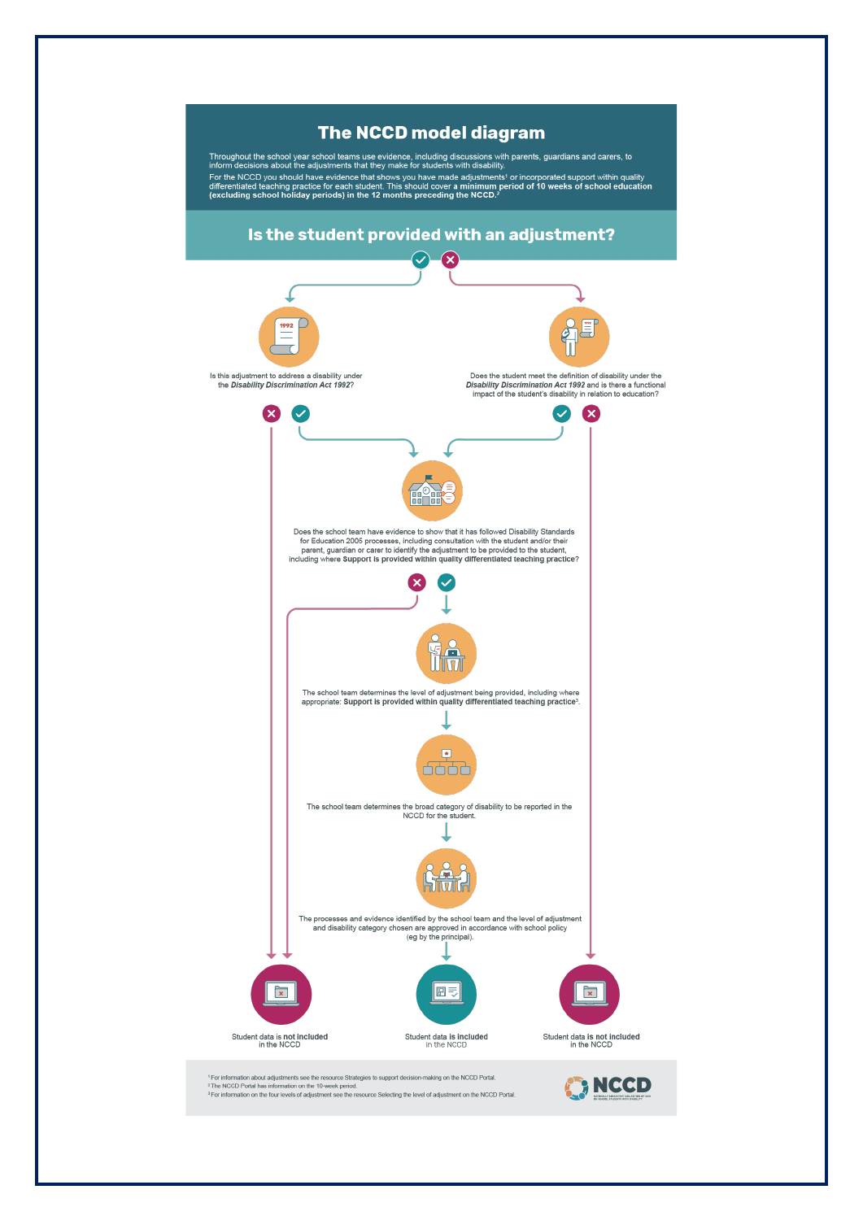# The NCCD model diagram

Throughout the school year school teams use evidence, including discussions with parents, guardians and carers, to inform decisions about the adjustments that they make for students with disability.

For the NCCD you should have evidence that shows you have made adjustments[1] or incorporated support within quality differentiated teaching practice for each student. This should cover a **minimum period of 10 weeks of school education (excluding school holiday periods) in the 12 months preceding the NCCD.**[2]

## Is the student provided with an adjustment?

**Yes:** Is this adjustment to address a disability under the ***Disability Discrimination Act 1992***?

- **No:** Student data is **not included** in the NCCD
- **Yes:** go to the school team evidence question

**No:** Does the student meet the definition of disability under the ***Disability Discrimination Act 1992*** and is there a functional impact of the student's disability in relation to education?

- **No:** Student data is **not included** in the NCCD
- **Yes:** go to the school team evidence question

Does the school team have evidence to show that it has followed Disability Standards for Education 2005 processes, including consultation with the student and/or their parent, guardian or carer to identify the adjustment to be provided to the student, including where **Support is provided within quality differentiated teaching practice**?

- **No:** Student data is **not included** in the NCCD
- **Yes:**

The school team determines the level of adjustment being provided, including where appropriate: **Support is provided within quality differentiated teaching practice**[3].

The school team determines the broad category of disability to be reported in the NCCD for the student.

The processes and evidence identified by the school team and the level of adjustment and disability category chosen are approved in accordance with school policy (eg by the principal).

Student data **is included** in the NCCD

[1] For information about adjustments see the resource Strategies to support decision-making on the NCCD Portal.

[2] The NCCD Portal has information on the 10-week period.

[3] For information on the four levels of adjustment see the resource Selecting the level of adjustment on the NCCD Portal.

NCCD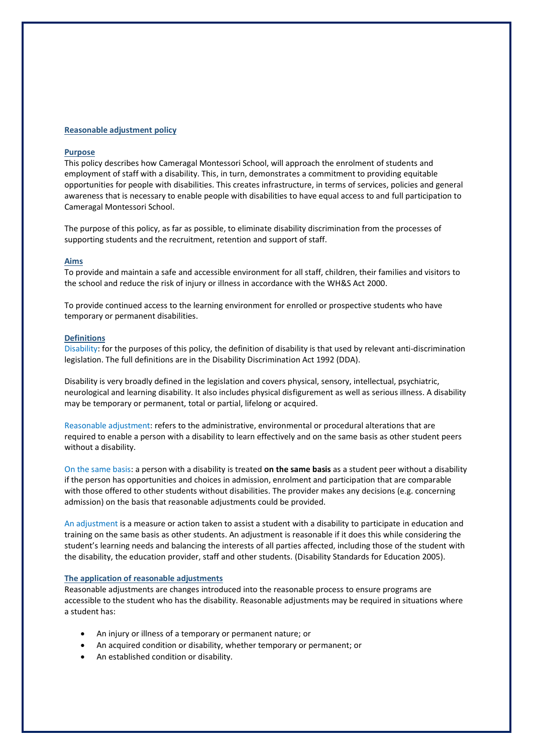## Reasonable adjustment policy

### Purpose

This policy describes how Cameragal Montessori School, will approach the enrolment of students and employment of staff with a disability. This, in turn, demonstrates a commitment to providing equitable opportunities for people with disabilities. This creates infrastructure, in terms of services, policies and general awareness that is necessary to enable people with disabilities to have equal access to and full participation to Cameragal Montessori School.

The purpose of this policy, as far as possible, to eliminate disability discrimination from the processes of supporting students and the recruitment, retention and support of staff.

### Aims

To provide and maintain a safe and accessible environment for all staff, children, their families and visitors to the school and reduce the risk of injury or illness in accordance with the WH&S Act 2000.

To provide continued access to the learning environment for enrolled or prospective students who have temporary or permanent disabilities.

### Definitions

Disability: for the purposes of this policy, the definition of disability is that used by relevant anti-discrimination legislation. The full definitions are in the Disability Discrimination Act 1992 (DDA).

Disability is very broadly defined in the legislation and covers physical, sensory, intellectual, psychiatric, neurological and learning disability. It also includes physical disfigurement as well as serious illness. A disability may be temporary or permanent, total or partial, lifelong or acquired.

Reasonable adjustment: refers to the administrative, environmental or procedural alterations that are required to enable a person with a disability to learn effectively and on the same basis as other student peers without a disability.

On the same basis: a person with a disability is treated **on the same basis** as a student peer without a disability if the person has opportunities and choices in admission, enrolment and participation that are comparable with those offered to other students without disabilities. The provider makes any decisions (e.g. concerning admission) on the basis that reasonable adjustments could be provided.

An adjustment is a measure or action taken to assist a student with a disability to participate in education and training on the same basis as other students. An adjustment is reasonable if it does this while considering the student's learning needs and balancing the interests of all parties affected, including those of the student with the disability, the education provider, staff and other students. (Disability Standards for Education 2005).

### The application of reasonable adjustments

Reasonable adjustments are changes introduced into the reasonable process to ensure programs are accessible to the student who has the disability. Reasonable adjustments may be required in situations where a student has:

- An injury or illness of a temporary or permanent nature; or
- An acquired condition or disability, whether temporary or permanent; or
- An established condition or disability.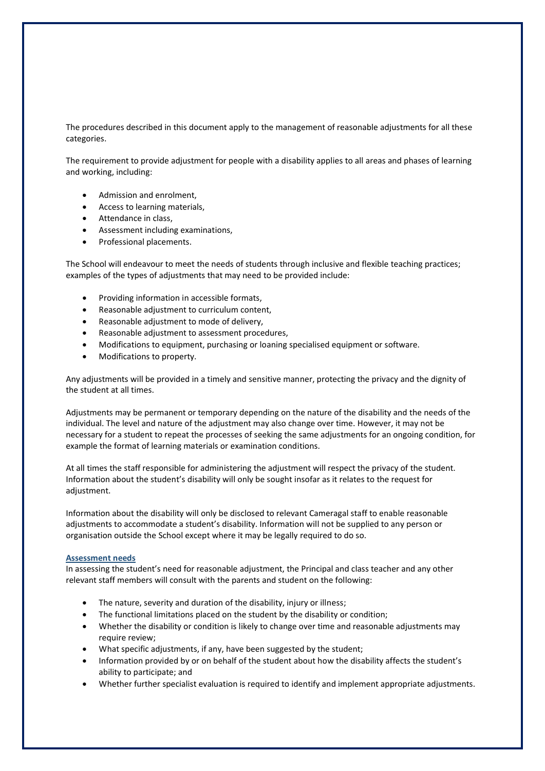The procedures described in this document apply to the management of reasonable adjustments for all these categories.

The requirement to provide adjustment for people with a disability applies to all areas and phases of learning and working, including:

- Admission and enrolment,
- Access to learning materials,
- Attendance in class,
- Assessment including examinations,
- Professional placements.

The School will endeavour to meet the needs of students through inclusive and flexible teaching practices; examples of the types of adjustments that may need to be provided include:

- Providing information in accessible formats,
- Reasonable adjustment to curriculum content,
- Reasonable adjustment to mode of delivery,
- Reasonable adjustment to assessment procedures,
- Modifications to equipment, purchasing or loaning specialised equipment or software.
- Modifications to property.

Any adjustments will be provided in a timely and sensitive manner, protecting the privacy and the dignity of the student at all times.

Adjustments may be permanent or temporary depending on the nature of the disability and the needs of the individual. The level and nature of the adjustment may also change over time. However, it may not be necessary for a student to repeat the processes of seeking the same adjustments for an ongoing condition, for example the format of learning materials or examination conditions.

At all times the staff responsible for administering the adjustment will respect the privacy of the student. Information about the student's disability will only be sought insofar as it relates to the request for adjustment.

Information about the disability will only be disclosed to relevant Cameragal staff to enable reasonable adjustments to accommodate a student's disability. Information will not be supplied to any person or organisation outside the School except where it may be legally required to do so.

#### Assessment needs

In assessing the student's need for reasonable adjustment, the Principal and class teacher and any other relevant staff members will consult with the parents and student on the following:

- The nature, severity and duration of the disability, injury or illness;
- The functional limitations placed on the student by the disability or condition;
- Whether the disability or condition is likely to change over time and reasonable adjustments may require review;
- What specific adjustments, if any, have been suggested by the student;
- Information provided by or on behalf of the student about how the disability affects the student's ability to participate; and
- Whether further specialist evaluation is required to identify and implement appropriate adjustments.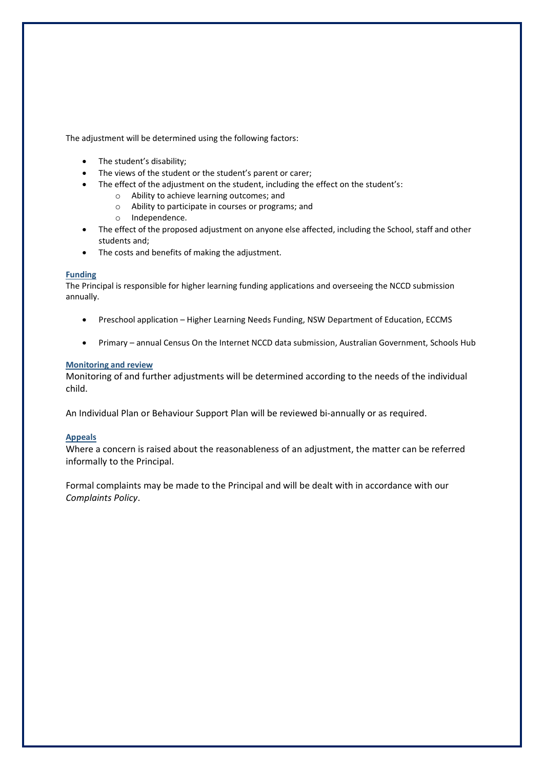The adjustment will be determined using the following factors:

- The student's disability;
- The views of the student or the student's parent or carer;
- The effect of the adjustment on the student, including the effect on the student's:
    - Ability to achieve learning outcomes; and
    - Ability to participate in courses or programs; and
    - Independence.
- The effect of the proposed adjustment on anyone else affected, including the School, staff and other students and;
- The costs and benefits of making the adjustment.

### Funding

The Principal is responsible for higher learning funding applications and overseeing the NCCD submission annually.

- Preschool application – Higher Learning Needs Funding, NSW Department of Education, ECCMS
- Primary – annual Census On the Internet NCCD data submission, Australian Government, Schools Hub

### Monitoring and review

Monitoring of and further adjustments will be determined according to the needs of the individual child.

An Individual Plan or Behaviour Support Plan will be reviewed bi-annually or as required.

### Appeals

Where a concern is raised about the reasonableness of an adjustment, the matter can be referred informally to the Principal.

Formal complaints may be made to the Principal and will be dealt with in accordance with our *Complaints Policy*.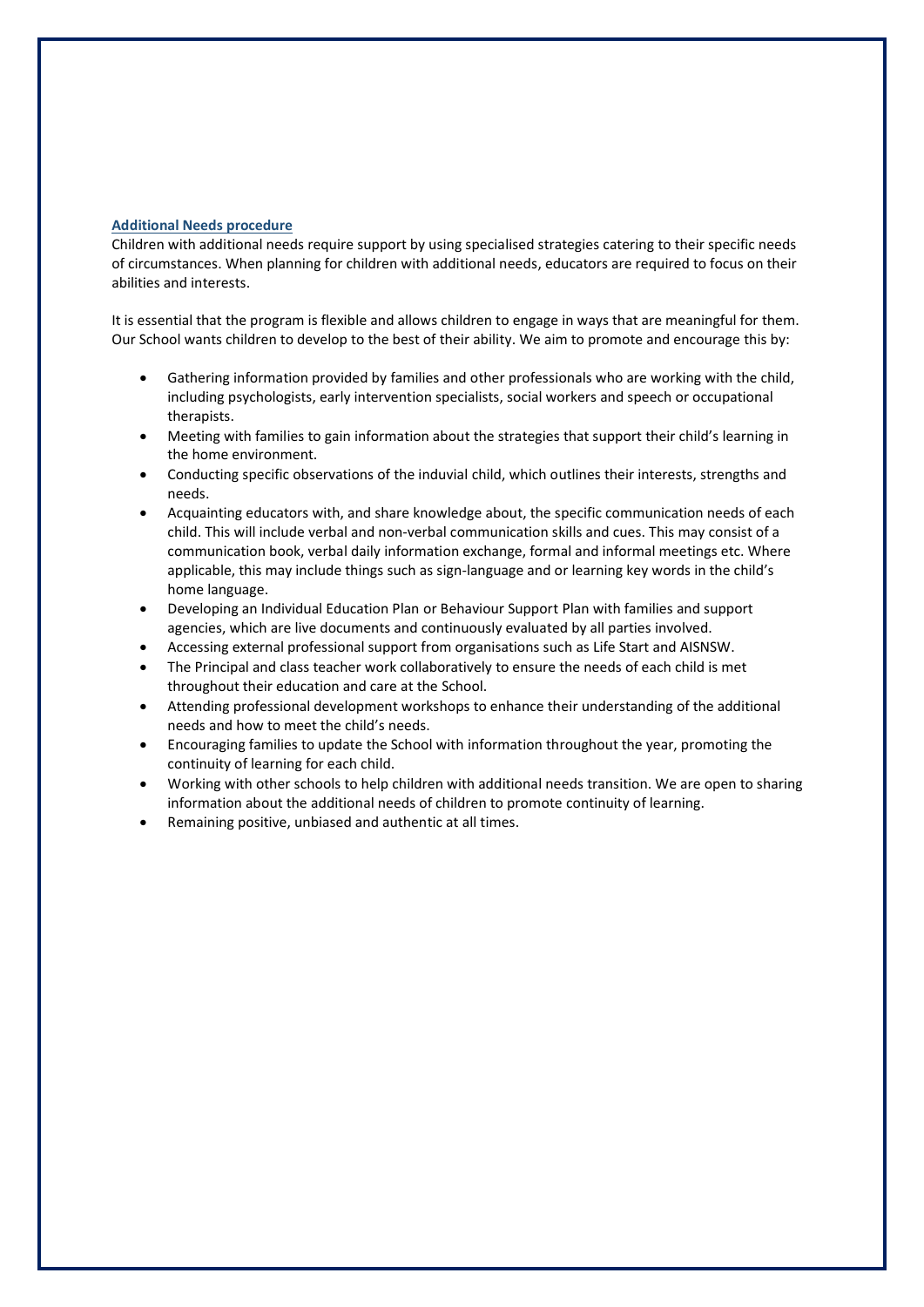## Additional Needs procedure

Children with additional needs require support by using specialised strategies catering to their specific needs of circumstances. When planning for children with additional needs, educators are required to focus on their abilities and interests.

It is essential that the program is flexible and allows children to engage in ways that are meaningful for them. Our School wants children to develop to the best of their ability. We aim to promote and encourage this by:

- Gathering information provided by families and other professionals who are working with the child, including psychologists, early intervention specialists, social workers and speech or occupational therapists.
- Meeting with families to gain information about the strategies that support their child's learning in the home environment.
- Conducting specific observations of the induvial child, which outlines their interests, strengths and needs.
- Acquainting educators with, and share knowledge about, the specific communication needs of each child. This will include verbal and non-verbal communication skills and cues. This may consist of a communication book, verbal daily information exchange, formal and informal meetings etc. Where applicable, this may include things such as sign-language and or learning key words in the child's home language.
- Developing an Individual Education Plan or Behaviour Support Plan with families and support agencies, which are live documents and continuously evaluated by all parties involved.
- Accessing external professional support from organisations such as Life Start and AISNSW.
- The Principal and class teacher work collaboratively to ensure the needs of each child is met throughout their education and care at the School.
- Attending professional development workshops to enhance their understanding of the additional needs and how to meet the child's needs.
- Encouraging families to update the School with information throughout the year, promoting the continuity of learning for each child.
- Working with other schools to help children with additional needs transition. We are open to sharing information about the additional needs of children to promote continuity of learning.
- Remaining positive, unbiased and authentic at all times.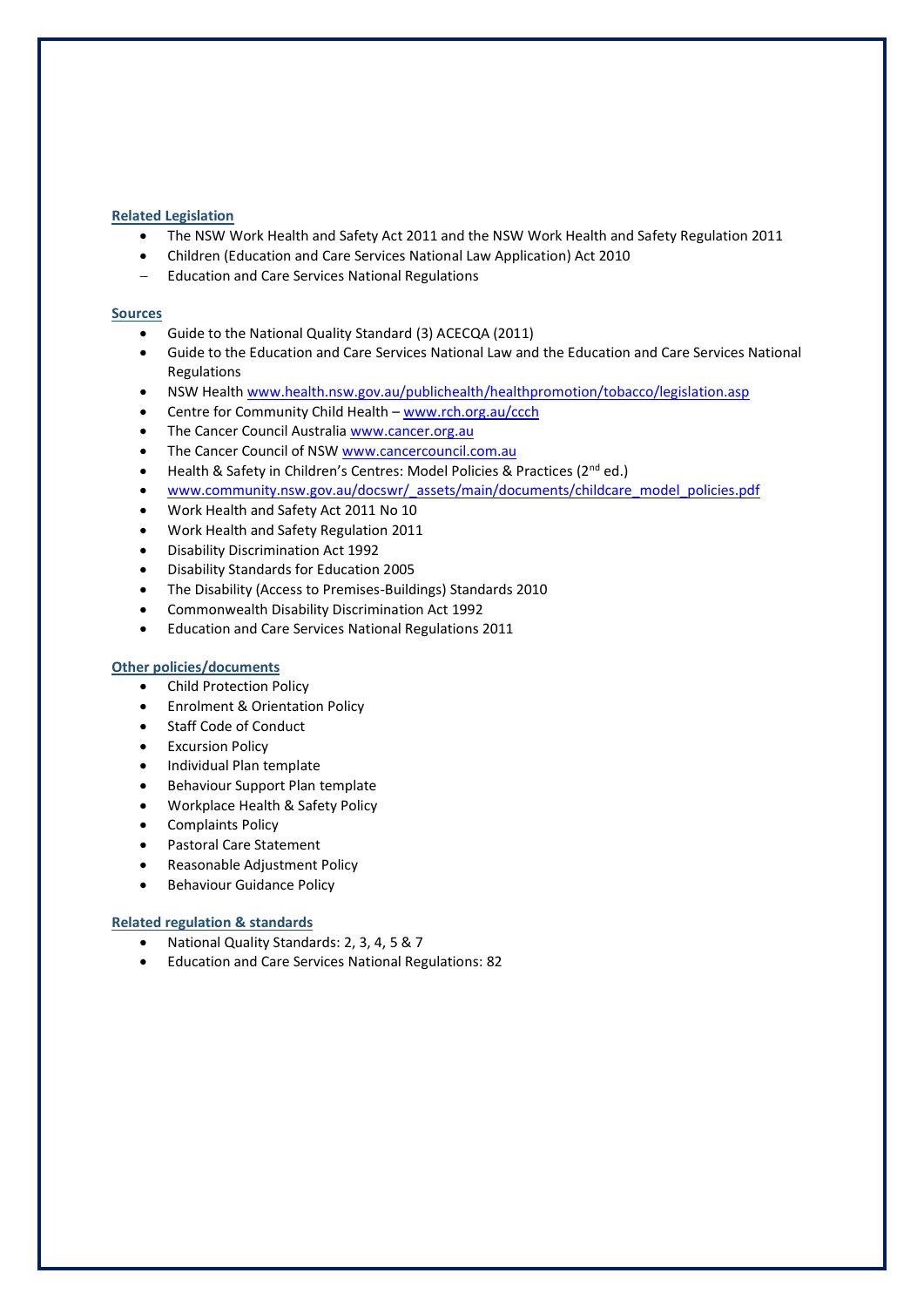**Related Legislation**

- The NSW Work Health and Safety Act 2011 and the NSW Work Health and Safety Regulation 2011
- Children (Education and Care Services National Law Application) Act 2010
- Education and Care Services National Regulations

**Sources**

- Guide to the National Quality Standard (3) ACECQA (2011)
- Guide to the Education and Care Services National Law and the Education and Care Services National Regulations
- NSW Health www.health.nsw.gov.au/publichealth/healthpromotion/tobacco/legislation.asp
- Centre for Community Child Health – www.rch.org.au/ccch
- The Cancer Council Australia www.cancer.org.au
- The Cancer Council of NSW www.cancercouncil.com.au
- Health & Safety in Children's Centres: Model Policies & Practices (2nd ed.)
- www.community.nsw.gov.au/docswr/_assets/main/documents/childcare_model_policies.pdf
- Work Health and Safety Act 2011 No 10
- Work Health and Safety Regulation 2011
- Disability Discrimination Act 1992
- Disability Standards for Education 2005
- The Disability (Access to Premises-Buildings) Standards 2010
- Commonwealth Disability Discrimination Act 1992
- Education and Care Services National Regulations 2011

**Other policies/documents**

- Child Protection Policy
- Enrolment & Orientation Policy
- Staff Code of Conduct
- Excursion Policy
- Individual Plan template
- Behaviour Support Plan template
- Workplace Health & Safety Policy
- Complaints Policy
- Pastoral Care Statement
- Reasonable Adjustment Policy
- Behaviour Guidance Policy

**Related regulation & standards**

- National Quality Standards: 2, 3, 4, 5 & 7
- Education and Care Services National Regulations: 82